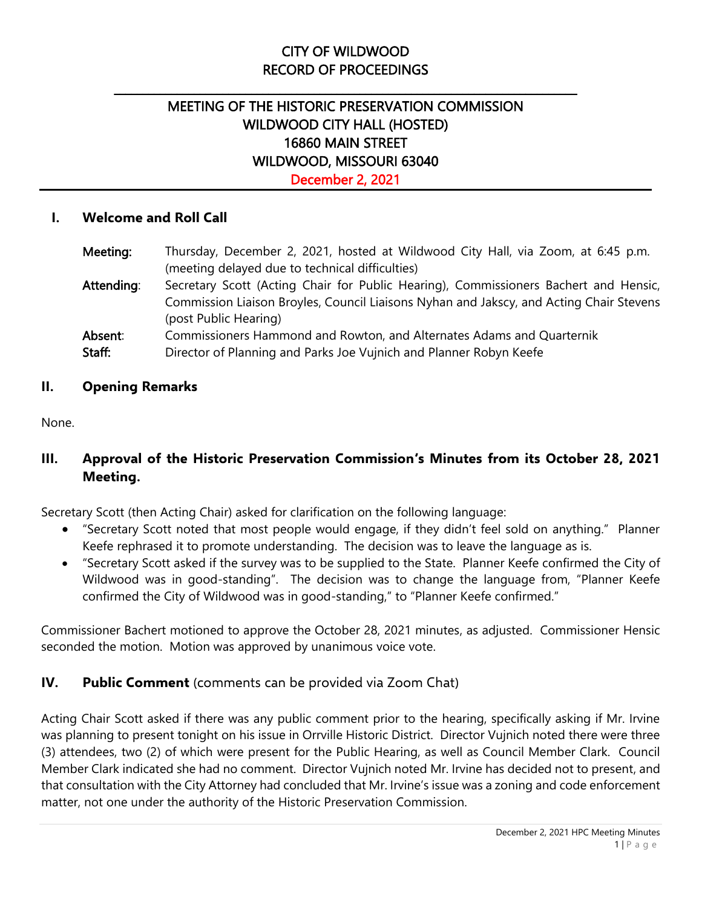# CITY OF WILDWOOD
# RECORD OF PROCEEDINGS

## MEETING OF THE HISTORIC PRESERVATION COMMISSION
## WILDWOOD CITY HALL (HOSTED)
## 16860 MAIN STREET
## WILDWOOD, MISSOURI 63040
## December 2, 2021

### I. Welcome and Roll Call

**Meeting:** Thursday, December 2, 2021, hosted at Wildwood City Hall, via Zoom, at 6:45 p.m. (meeting delayed due to technical difficulties)

**Attending:** Secretary Scott (Acting Chair for Public Hearing), Commissioners Bachert and Hensic, Commission Liaison Broyles, Council Liaisons Nyhan and Jakscy, and Acting Chair Stevens (post Public Hearing)

**Absent:** Commissioners Hammond and Rowton, and Alternates Adams and Quarternik

**Staff:** Director of Planning and Parks Joe Vujnich and Planner Robyn Keefe

### II. Opening Remarks

None.

### III. Approval of the Historic Preservation Commission's Minutes from its October 28, 2021 Meeting.

Secretary Scott (then Acting Chair) asked for clarification on the following language:

- "Secretary Scott noted that most people would engage, if they didn't feel sold on anything." Planner Keefe rephrased it to promote understanding. The decision was to leave the language as is.
- "Secretary Scott asked if the survey was to be supplied to the State. Planner Keefe confirmed the City of Wildwood was in good-standing". The decision was to change the language from, "Planner Keefe confirmed the City of Wildwood was in good-standing," to "Planner Keefe confirmed."

Commissioner Bachert motioned to approve the October 28, 2021 minutes, as adjusted. Commissioner Hensic seconded the motion. Motion was approved by unanimous voice vote.

### IV. Public Comment (comments can be provided via Zoom Chat)

Acting Chair Scott asked if there was any public comment prior to the hearing, specifically asking if Mr. Irvine was planning to present tonight on his issue in Orrville Historic District. Director Vujnich noted there were three (3) attendees, two (2) of which were present for the Public Hearing, as well as Council Member Clark. Council Member Clark indicated she had no comment. Director Vujnich noted Mr. Irvine has decided not to present, and that consultation with the City Attorney had concluded that Mr. Irvine's issue was a zoning and code enforcement matter, not one under the authority of the Historic Preservation Commission.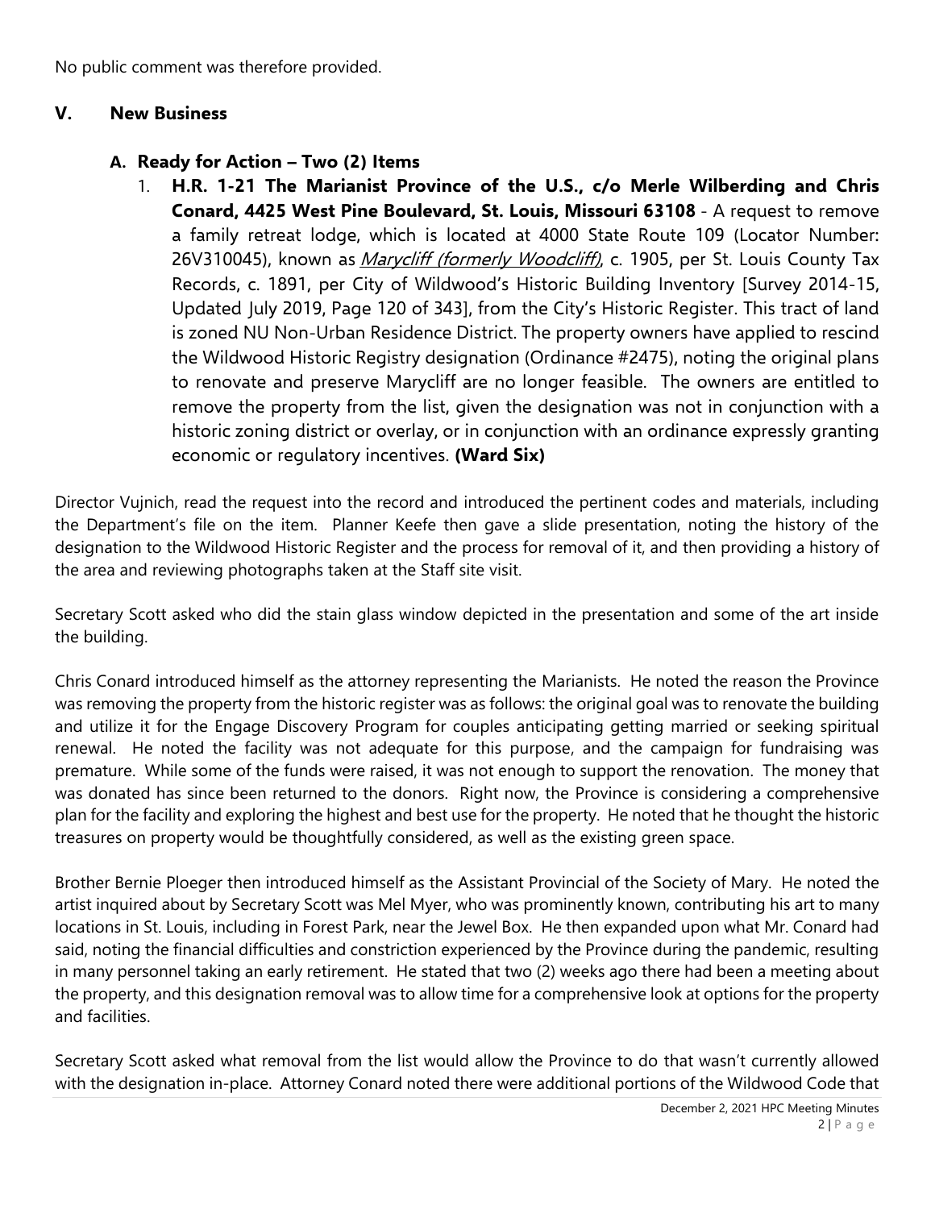No public comment was therefore provided.

## V. New Business

### A. Ready for Action – Two (2) Items

1. **H.R. 1-21 The Marianist Province of the U.S., c/o Merle Wilberding and Chris Conard, 4425 West Pine Boulevard, St. Louis, Missouri 63108** - A request to remove a family retreat lodge, which is located at 4000 State Route 109 (Locator Number: 26V310045), known as *Marycliff (formerly Woodcliff)*, c. 1905, per St. Louis County Tax Records, c. 1891, per City of Wildwood's Historic Building Inventory [Survey 2014-15, Updated July 2019, Page 120 of 343], from the City's Historic Register. This tract of land is zoned NU Non-Urban Residence District. The property owners have applied to rescind the Wildwood Historic Registry designation (Ordinance #2475), noting the original plans to renovate and preserve Marycliff are no longer feasible. The owners are entitled to remove the property from the list, given the designation was not in conjunction with a historic zoning district or overlay, or in conjunction with an ordinance expressly granting economic or regulatory incentives. **(Ward Six)**

Director Vujnich, read the request into the record and introduced the pertinent codes and materials, including the Department's file on the item. Planner Keefe then gave a slide presentation, noting the history of the designation to the Wildwood Historic Register and the process for removal of it, and then providing a history of the area and reviewing photographs taken at the Staff site visit.

Secretary Scott asked who did the stain glass window depicted in the presentation and some of the art inside the building.

Chris Conard introduced himself as the attorney representing the Marianists. He noted the reason the Province was removing the property from the historic register was as follows: the original goal was to renovate the building and utilize it for the Engage Discovery Program for couples anticipating getting married or seeking spiritual renewal. He noted the facility was not adequate for this purpose, and the campaign for fundraising was premature. While some of the funds were raised, it was not enough to support the renovation. The money that was donated has since been returned to the donors. Right now, the Province is considering a comprehensive plan for the facility and exploring the highest and best use for the property. He noted that he thought the historic treasures on property would be thoughtfully considered, as well as the existing green space.

Brother Bernie Ploeger then introduced himself as the Assistant Provincial of the Society of Mary. He noted the artist inquired about by Secretary Scott was Mel Myer, who was prominently known, contributing his art to many locations in St. Louis, including in Forest Park, near the Jewel Box. He then expanded upon what Mr. Conard had said, noting the financial difficulties and constriction experienced by the Province during the pandemic, resulting in many personnel taking an early retirement. He stated that two (2) weeks ago there had been a meeting about the property, and this designation removal was to allow time for a comprehensive look at options for the property and facilities.

Secretary Scott asked what removal from the list would allow the Province to do that wasn't currently allowed with the designation in-place. Attorney Conard noted there were additional portions of the Wildwood Code that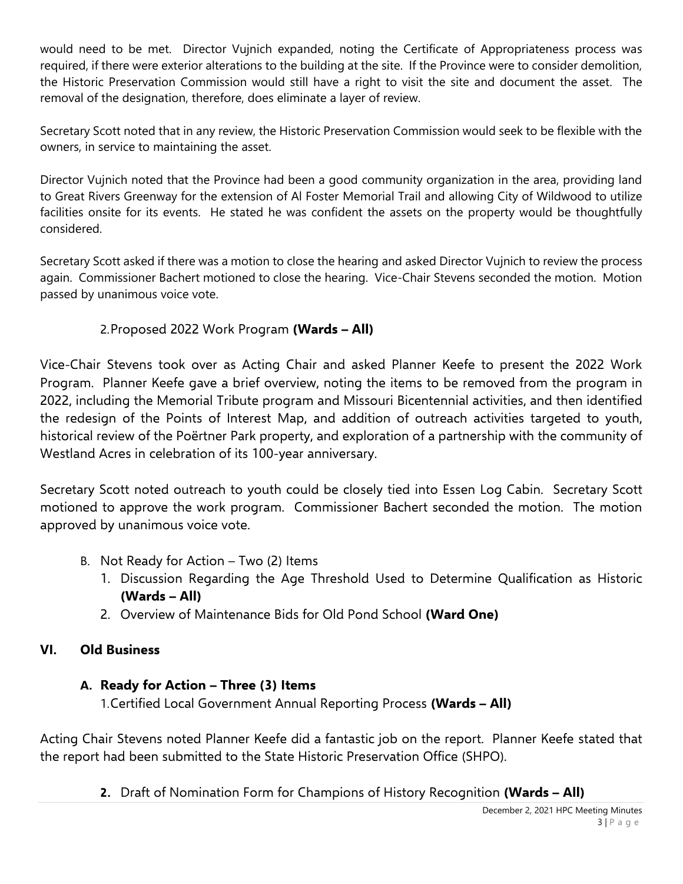would need to be met. Director Vujnich expanded, noting the Certificate of Appropriateness process was required, if there were exterior alterations to the building at the site. If the Province were to consider demolition, the Historic Preservation Commission would still have a right to visit the site and document the asset. The removal of the designation, therefore, does eliminate a layer of review.

Secretary Scott noted that in any review, the Historic Preservation Commission would seek to be flexible with the owners, in service to maintaining the asset.

Director Vujnich noted that the Province had been a good community organization in the area, providing land to Great Rivers Greenway for the extension of Al Foster Memorial Trail and allowing City of Wildwood to utilize facilities onsite for its events. He stated he was confident the assets on the property would be thoughtfully considered.

Secretary Scott asked if there was a motion to close the hearing and asked Director Vujnich to review the process again. Commissioner Bachert motioned to close the hearing. Vice-Chair Stevens seconded the motion. Motion passed by unanimous voice vote.

2. Proposed 2022 Work Program **(Wards – All)**

Vice-Chair Stevens took over as Acting Chair and asked Planner Keefe to present the 2022 Work Program. Planner Keefe gave a brief overview, noting the items to be removed from the program in 2022, including the Memorial Tribute program and Missouri Bicentennial activities, and then identified the redesign of the Points of Interest Map, and addition of outreach activities targeted to youth, historical review of the Poërtner Park property, and exploration of a partnership with the community of Westland Acres in celebration of its 100-year anniversary.

Secretary Scott noted outreach to youth could be closely tied into Essen Log Cabin. Secretary Scott motioned to approve the work program. Commissioner Bachert seconded the motion. The motion approved by unanimous voice vote.

B. Not Ready for Action – Two (2) Items
   1. Discussion Regarding the Age Threshold Used to Determine Qualification as Historic **(Wards – All)**
   2. Overview of Maintenance Bids for Old Pond School **(Ward One)**

## VI. Old Business

### A. Ready for Action – Three (3) Items

1. Certified Local Government Annual Reporting Process **(Wards – All)**

Acting Chair Stevens noted Planner Keefe did a fantastic job on the report. Planner Keefe stated that the report had been submitted to the State Historic Preservation Office (SHPO).

2. Draft of Nomination Form for Champions of History Recognition **(Wards – All)**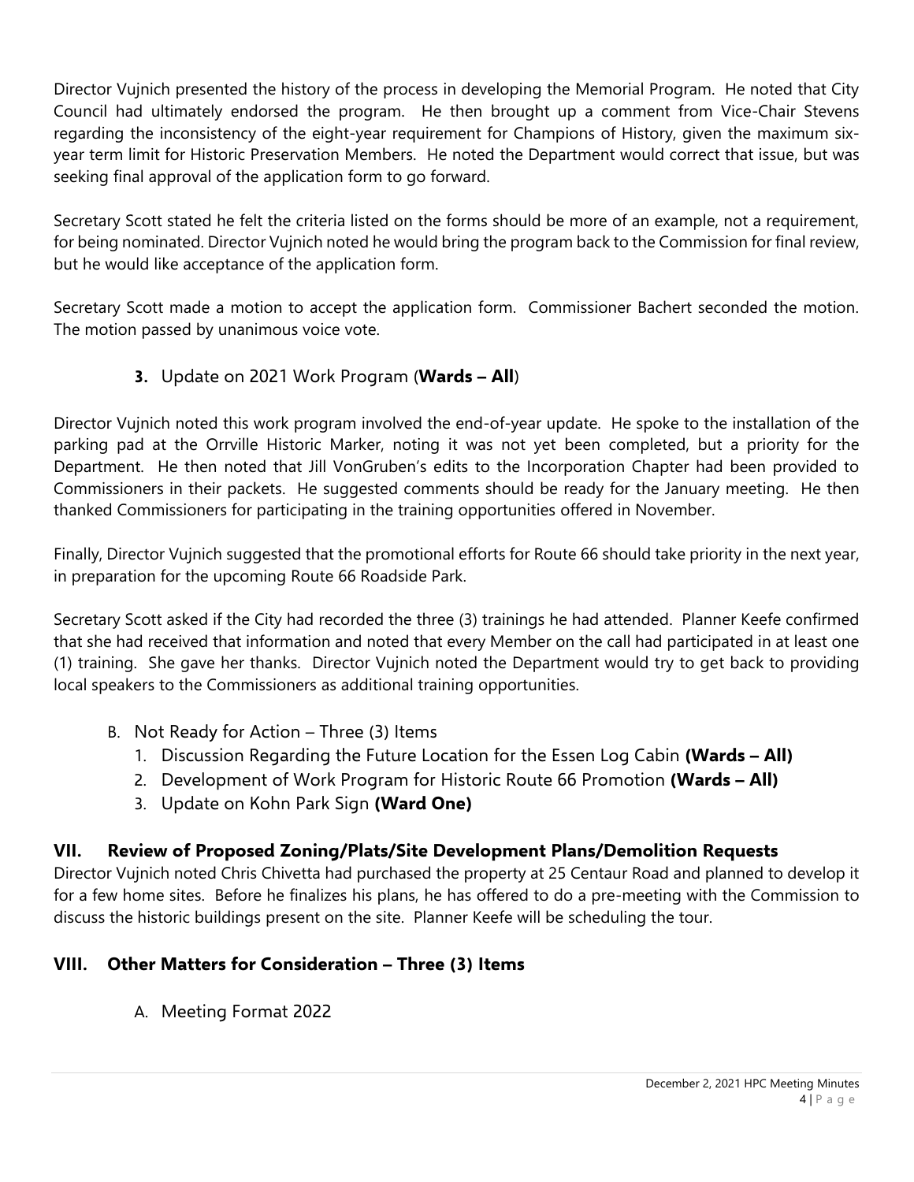Director Vujnich presented the history of the process in developing the Memorial Program. He noted that City Council had ultimately endorsed the program. He then brought up a comment from Vice-Chair Stevens regarding the inconsistency of the eight-year requirement for Champions of History, given the maximum six-year term limit for Historic Preservation Members. He noted the Department would correct that issue, but was seeking final approval of the application form to go forward.

Secretary Scott stated he felt the criteria listed on the forms should be more of an example, not a requirement, for being nominated. Director Vujnich noted he would bring the program back to the Commission for final review, but he would like acceptance of the application form.

Secretary Scott made a motion to accept the application form. Commissioner Bachert seconded the motion. The motion passed by unanimous voice vote.

3. Update on 2021 Work Program (**Wards – All**)

Director Vujnich noted this work program involved the end-of-year update. He spoke to the installation of the parking pad at the Orrville Historic Marker, noting it was not yet been completed, but a priority for the Department. He then noted that Jill VonGruben's edits to the Incorporation Chapter had been provided to Commissioners in their packets. He suggested comments should be ready for the January meeting. He then thanked Commissioners for participating in the training opportunities offered in November.

Finally, Director Vujnich suggested that the promotional efforts for Route 66 should take priority in the next year, in preparation for the upcoming Route 66 Roadside Park.

Secretary Scott asked if the City had recorded the three (3) trainings he had attended. Planner Keefe confirmed that she had received that information and noted that every Member on the call had participated in at least one (1) training. She gave her thanks. Director Vujnich noted the Department would try to get back to providing local speakers to the Commissioners as additional training opportunities.

B. Not Ready for Action – Three (3) Items
   1. Discussion Regarding the Future Location for the Essen Log Cabin **(Wards – All)**
   2. Development of Work Program for Historic Route 66 Promotion **(Wards – All)**
   3. Update on Kohn Park Sign **(Ward One)**

## VII. Review of Proposed Zoning/Plats/Site Development Plans/Demolition Requests

Director Vujnich noted Chris Chivetta had purchased the property at 25 Centaur Road and planned to develop it for a few home sites. Before he finalizes his plans, he has offered to do a pre-meeting with the Commission to discuss the historic buildings present on the site. Planner Keefe will be scheduling the tour.

## VIII. Other Matters for Consideration – Three (3) Items

A. Meeting Format 2022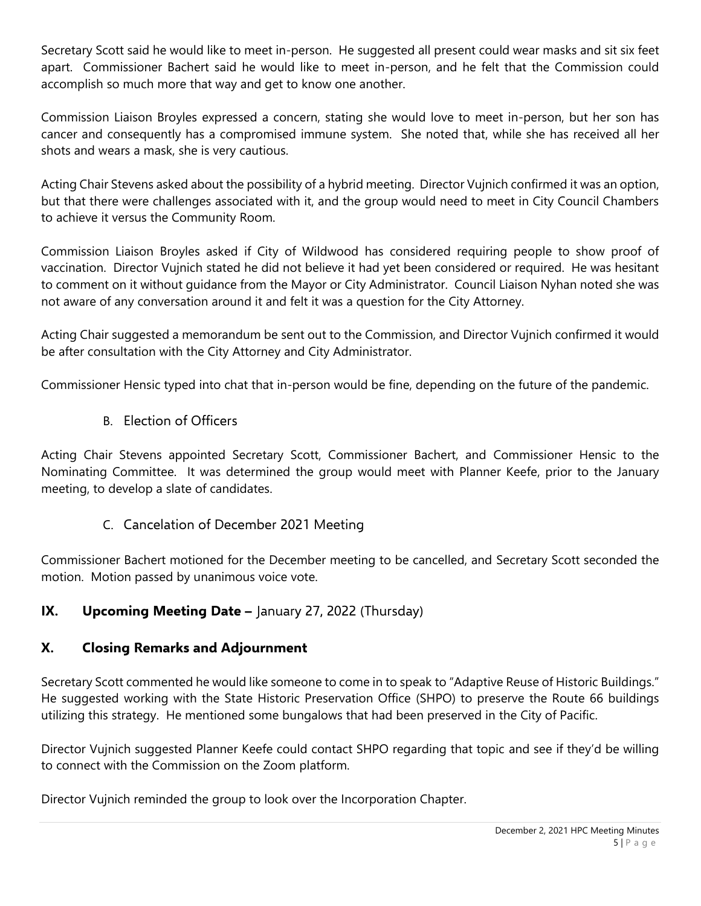Secretary Scott said he would like to meet in-person. He suggested all present could wear masks and sit six feet apart. Commissioner Bachert said he would like to meet in-person, and he felt that the Commission could accomplish so much more that way and get to know one another.

Commission Liaison Broyles expressed a concern, stating she would love to meet in-person, but her son has cancer and consequently has a compromised immune system. She noted that, while she has received all her shots and wears a mask, she is very cautious.

Acting Chair Stevens asked about the possibility of a hybrid meeting. Director Vujnich confirmed it was an option, but that there were challenges associated with it, and the group would need to meet in City Council Chambers to achieve it versus the Community Room.

Commission Liaison Broyles asked if City of Wildwood has considered requiring people to show proof of vaccination. Director Vujnich stated he did not believe it had yet been considered or required. He was hesitant to comment on it without guidance from the Mayor or City Administrator. Council Liaison Nyhan noted she was not aware of any conversation around it and felt it was a question for the City Attorney.

Acting Chair suggested a memorandum be sent out to the Commission, and Director Vujnich confirmed it would be after consultation with the City Attorney and City Administrator.

Commissioner Hensic typed into chat that in-person would be fine, depending on the future of the pandemic.

### B. Election of Officers

Acting Chair Stevens appointed Secretary Scott, Commissioner Bachert, and Commissioner Hensic to the Nominating Committee. It was determined the group would meet with Planner Keefe, prior to the January meeting, to develop a slate of candidates.

### C. Cancelation of December 2021 Meeting

Commissioner Bachert motioned for the December meeting to be cancelled, and Secretary Scott seconded the motion. Motion passed by unanimous voice vote.

## IX. Upcoming Meeting Date – January 27, 2022 (Thursday)

## X. Closing Remarks and Adjournment

Secretary Scott commented he would like someone to come in to speak to "Adaptive Reuse of Historic Buildings." He suggested working with the State Historic Preservation Office (SHPO) to preserve the Route 66 buildings utilizing this strategy. He mentioned some bungalows that had been preserved in the City of Pacific.

Director Vujnich suggested Planner Keefe could contact SHPO regarding that topic and see if they'd be willing to connect with the Commission on the Zoom platform.

Director Vujnich reminded the group to look over the Incorporation Chapter.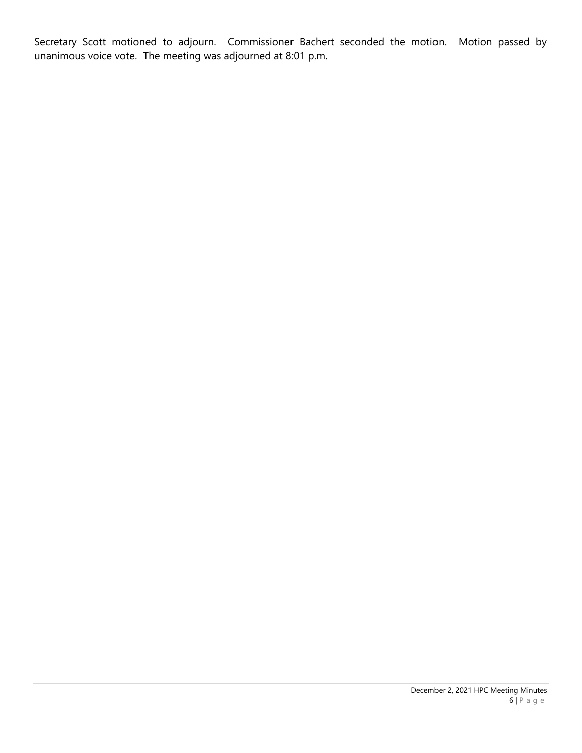Secretary Scott motioned to adjourn. Commissioner Bachert seconded the motion. Motion passed by unanimous voice vote. The meeting was adjourned at 8:01 p.m.